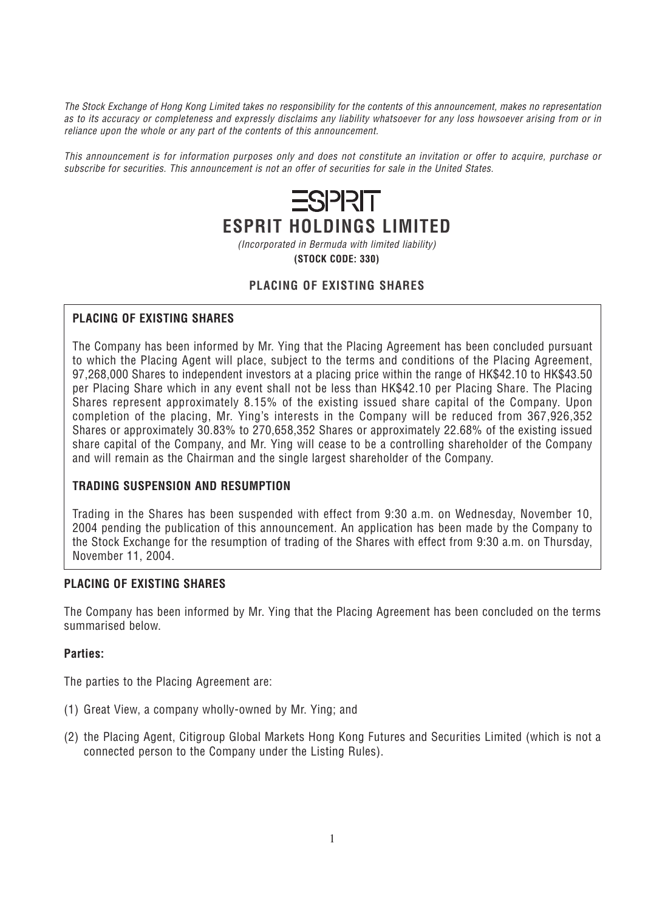*The Stock Exchange of Hong Kong Limited takes no responsibility for the contents of this announcement, makes no representation as to its accuracy or completeness and expressly disclaims any liability whatsoever for any loss howsoever arising from or in reliance upon the whole or any part of the contents of this announcement.*

*This announcement is for information purposes only and does not constitute an invitation or offer to acquire, purchase or subscribe for securities. This announcement is not an offer of securities for sale in the United States.*

# ESPRIT

# ESPRIT HOLDINGS LIMITED

*(Incorporated in Bermuda with limited liability)*

**(STOCK CODE: 330)**

## PLACING OF EXISTING SHARES

### PLACING OF EXISTING SHARES

The Company has been informed by Mr. Ying that the Placing Agreement has been concluded pursuant to which the Placing Agent will place, subject to the terms and conditions of the Placing Agreement, 97,268,000 Shares to independent investors at a placing price within the range of HK$42.10 to HK$43.50 per Placing Share which in any event shall not be less than HK$42.10 per Placing Share. The Placing Shares represent approximately 8.15% of the existing issued share capital of the Company. Upon completion of the placing, Mr. Ying's interests in the Company will be reduced from 367,926,352 Shares or approximately 30.83% to 270,658,352 Shares or approximately 22.68% of the existing issued share capital of the Company, and Mr. Ying will cease to be a controlling shareholder of the Company and will remain as the Chairman and the single largest shareholder of the Company.

### TRADING SUSPENSION AND RESUMPTION

Trading in the Shares has been suspended with effect from 9:30 a.m. on Wednesday, November 10, 2004 pending the publication of this announcement. An application has been made by the Company to the Stock Exchange for the resumption of trading of the Shares with effect from 9:30 a.m. on Thursday, November 11, 2004.

### PLACING OF EXISTING SHARES

The Company has been informed by Mr. Ying that the Placing Agreement has been concluded on the terms summarised below.

**Parties:**

The parties to the Placing Agreement are:

(1) Great View, a company wholly-owned by Mr. Ying; and

(2) the Placing Agent, Citigroup Global Markets Hong Kong Futures and Securities Limited (which is not a connected person to the Company under the Listing Rules).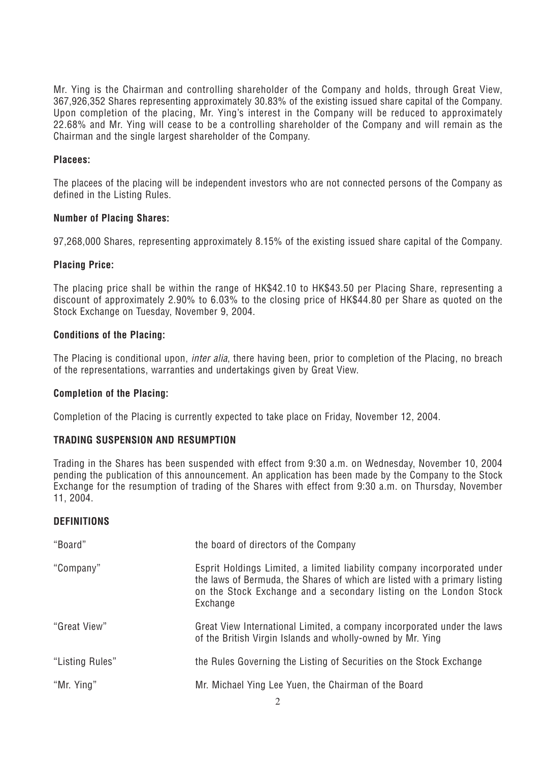Mr. Ying is the Chairman and controlling shareholder of the Company and holds, through Great View, 367,926,352 Shares representing approximately 30.83% of the existing issued share capital of the Company. Upon completion of the placing, Mr. Ying's interest in the Company will be reduced to approximately 22.68% and Mr. Ying will cease to be a controlling shareholder of the Company and will remain as the Chairman and the single largest shareholder of the Company.

**Placees:**

The placees of the placing will be independent investors who are not connected persons of the Company as defined in the Listing Rules.

**Number of Placing Shares:**

97,268,000 Shares, representing approximately 8.15% of the existing issued share capital of the Company.

**Placing Price:**

The placing price shall be within the range of HK$42.10 to HK$43.50 per Placing Share, representing a discount of approximately 2.90% to 6.03% to the closing price of HK$44.80 per Share as quoted on the Stock Exchange on Tuesday, November 9, 2004.

**Conditions of the Placing:**

The Placing is conditional upon, *inter alia*, there having been, prior to completion of the Placing, no breach of the representations, warranties and undertakings given by Great View.

**Completion of the Placing:**

Completion of the Placing is currently expected to take place on Friday, November 12, 2004.

## TRADING SUSPENSION AND RESUMPTION

Trading in the Shares has been suspended with effect from 9:30 a.m. on Wednesday, November 10, 2004 pending the publication of this announcement. An application has been made by the Company to the Stock Exchange for the resumption of trading of the Shares with effect from 9:30 a.m. on Thursday, November 11, 2004.

## DEFINITIONS

| | |
|---|---|
| "Board" | the board of directors of the Company |
| "Company" | Esprit Holdings Limited, a limited liability company incorporated under the laws of Bermuda, the Shares of which are listed with a primary listing on the Stock Exchange and a secondary listing on the London Stock Exchange |
| "Great View" | Great View International Limited, a company incorporated under the laws of the British Virgin Islands and wholly-owned by Mr. Ying |
| "Listing Rules" | the Rules Governing the Listing of Securities on the Stock Exchange |
| "Mr. Ying" | Mr. Michael Ying Lee Yuen, the Chairman of the Board |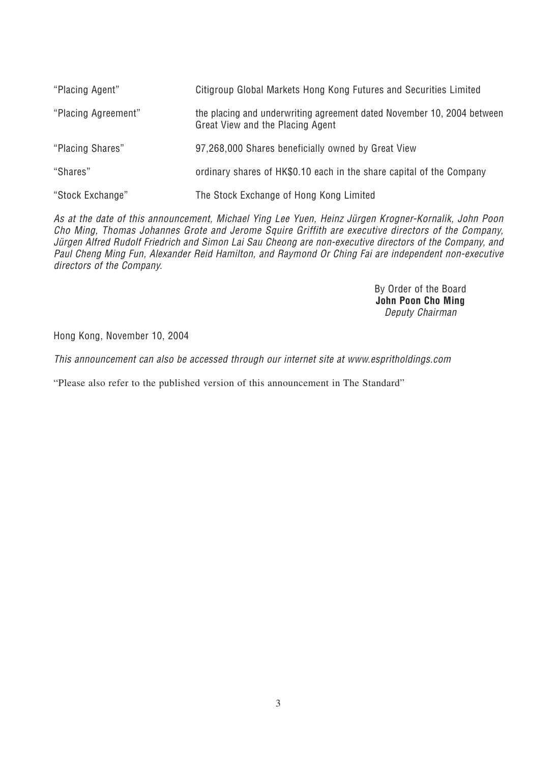| | |
|---|---|
| "Placing Agent" | Citigroup Global Markets Hong Kong Futures and Securities Limited |
| "Placing Agreement" | the placing and underwriting agreement dated November 10, 2004 between Great View and the Placing Agent |
| "Placing Shares" | 97,268,000 Shares beneficially owned by Great View |
| "Shares" | ordinary shares of HK$0.10 each in the share capital of the Company |
| "Stock Exchange" | The Stock Exchange of Hong Kong Limited |

*As at the date of this announcement, Michael Ying Lee Yuen, Heinz Jürgen Krogner-Kornalik, John Poon Cho Ming, Thomas Johannes Grote and Jerome Squire Griffith are executive directors of the Company, Jürgen Alfred Rudolf Friedrich and Simon Lai Sau Cheong are non-executive directors of the Company, and Paul Cheng Ming Fun, Alexander Reid Hamilton, and Raymond Or Ching Fai are independent non-executive directors of the Company.*

By Order of the Board
**John Poon Cho Ming**
*Deputy Chairman*

Hong Kong, November 10, 2004

*This announcement can also be accessed through our internet site at www.espritholdings.com*

"Please also refer to the published version of this announcement in The Standard"